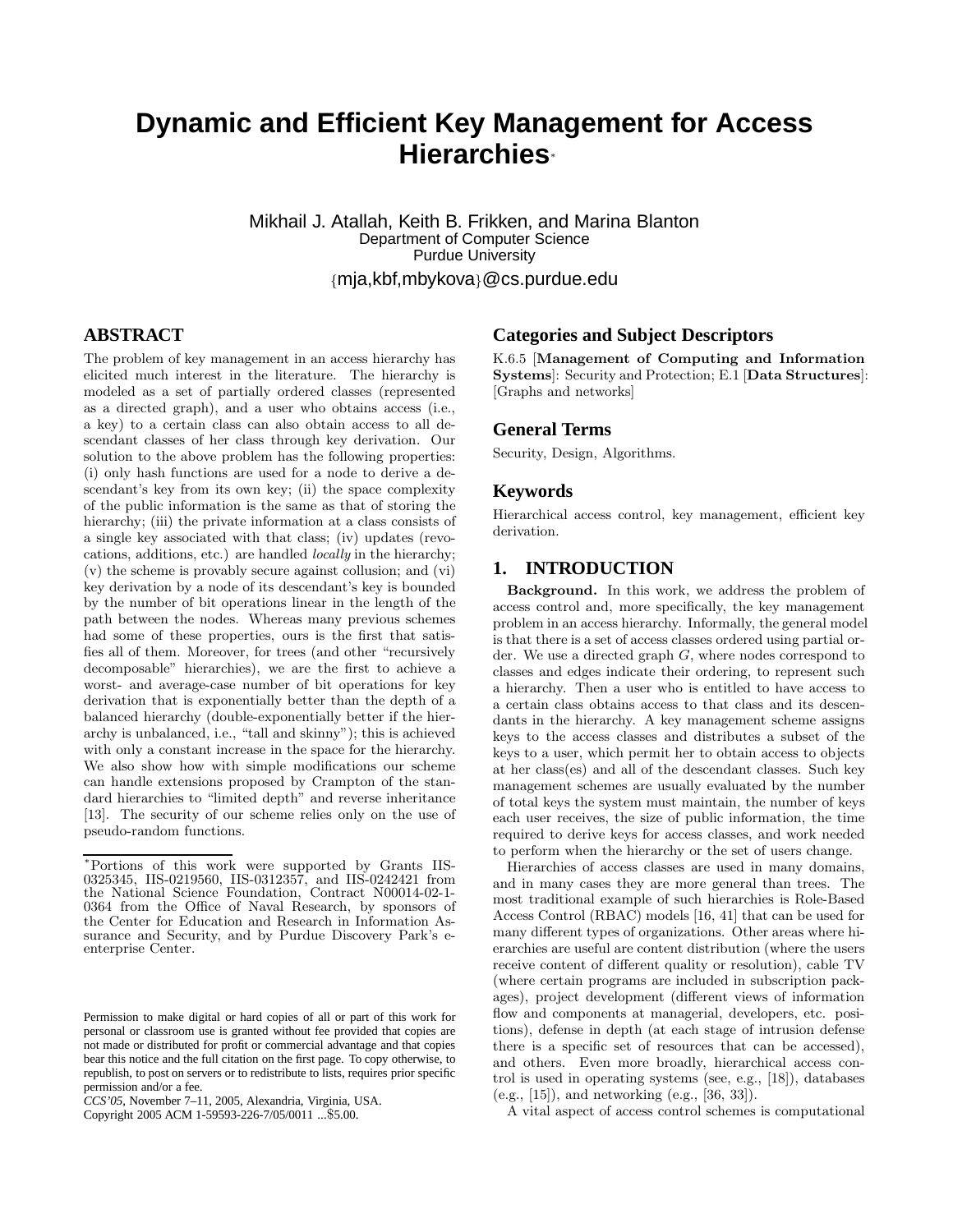# Dynamic and Efficient Key Management for Access Hierarchies[*]

Mikhail J. Atallah, Keith B. Frikken, and Marina Blanton
Department of Computer Science
Purdue University
{mja,kbf,mbykova}@cs.purdue.edu

## ABSTRACT

The problem of key management in an access hierarchy has elicited much interest in the literature. The hierarchy is modeled as a set of partially ordered classes (represented as a directed graph), and a user who obtains access (i.e., a key) to a certain class can also obtain access to all descendant classes of her class through key derivation. Our solution to the above problem has the following properties: (i) only hash functions are used for a node to derive a descendant's key from its own key; (ii) the space complexity of the public information is the same as that of storing the hierarchy; (iii) the private information at a class consists of a single key associated with that class; (iv) updates (revocations, additions, etc.) are handled *locally* in the hierarchy; (v) the scheme is provably secure against collusion; and (vi) key derivation by a node of its descendant's key is bounded by the number of bit operations linear in the length of the path between the nodes. Whereas many previous schemes had some of these properties, ours is the first that satisfies all of them. Moreover, for trees (and other "recursively decomposable" hierarchies), we are the first to achieve a worst- and average-case number of bit operations for key derivation that is exponentially better than the depth of a balanced hierarchy (double-exponentially better if the hierarchy is unbalanced, i.e., "tall and skinny"); this is achieved with only a constant increase in the space for the hierarchy. We also show how with simple modifications our scheme can handle extensions proposed by Crampton of the standard hierarchies to "limited depth" and reverse inheritance [13]. The security of our scheme relies only on the use of pseudo-random functions.

[*]Portions of this work were supported by Grants IIS-0325345, IIS-0219560, IIS-0312357, and IIS-0242421 from the National Science Foundation, Contract N00014-02-1-0364 from the Office of Naval Research, by sponsors of the Center for Education and Research in Information Assurance and Security, and by Purdue Discovery Park's e-enterprise Center.

Permission to make digital or hard copies of all or part of this work for personal or classroom use is granted without fee provided that copies are not made or distributed for profit or commercial advantage and that copies bear this notice and the full citation on the first page. To copy otherwise, to republish, to post on servers or to redistribute to lists, requires prior specific permission and/or a fee.
*CCS'05,* November 7–11, 2005, Alexandria, Virginia, USA.
Copyright 2005 ACM 1-59593-226-7/05/0011 ...$5.00.

## Categories and Subject Descriptors

K.6.5 [**Management of Computing and Information Systems**]: Security and Protection; E.1 [**Data Structures**]: [Graphs and networks]

## General Terms

Security, Design, Algorithms.

## Keywords

Hierarchical access control, key management, efficient key derivation.

## 1. INTRODUCTION

**Background.** In this work, we address the problem of access control and, more specifically, the key management problem in an access hierarchy. Informally, the general model is that there is a set of access classes ordered using partial order. We use a directed graph $G$, where nodes correspond to classes and edges indicate their ordering, to represent such a hierarchy. Then a user who is entitled to have access to a certain class obtains access to that class and its descendants in the hierarchy. A key management scheme assigns keys to the access classes and distributes a subset of the keys to a user, which permit her to obtain access to objects at her class(es) and all of the descendant classes. Such key management schemes are usually evaluated by the number of total keys the system must maintain, the number of keys each user receives, the size of public information, the time required to derive keys for access classes, and work needed to perform when the hierarchy or the set of users change.

Hierarchies of access classes are used in many domains, and in many cases they are more general than trees. The most traditional example of such hierarchies is Role-Based Access Control (RBAC) models [16, 41] that can be used for many different types of organizations. Other areas where hierarchies are useful are content distribution (where the users receive content of different quality or resolution), cable TV (where certain programs are included in subscription packages), project development (different views of information flow and components at managerial, developers, etc. positions), defense in depth (at each stage of intrusion defense there is a specific set of resources that can be accessed), and others. Even more broadly, hierarchical access control is used in operating systems (see, e.g., [18]), databases (e.g., [15]), and networking (e.g., [36, 33]).

A vital aspect of access control schemes is computational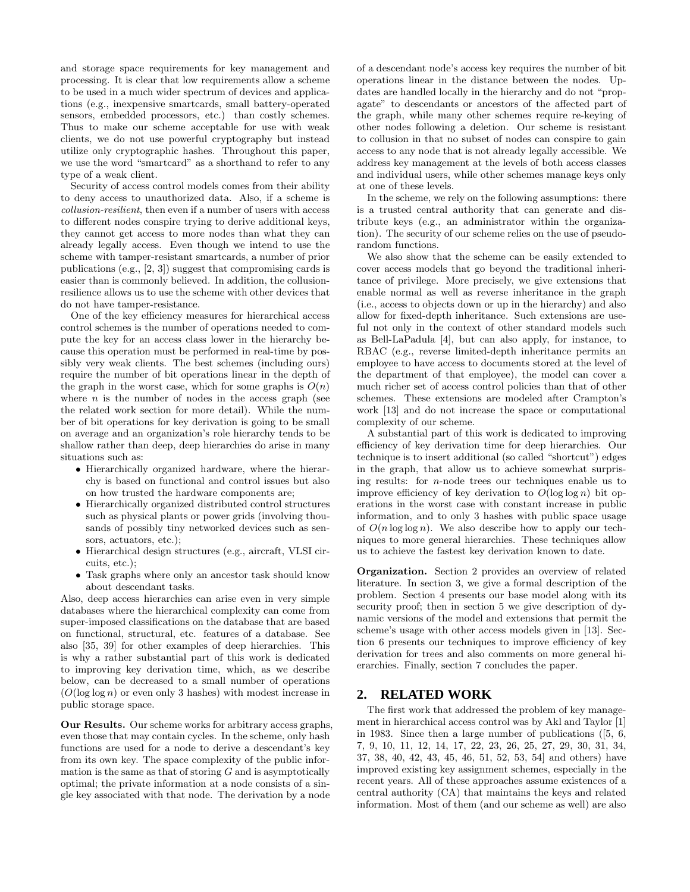and storage space requirements for key management and processing. It is clear that low requirements allow a scheme to be used in a much wider spectrum of devices and applications (e.g., inexpensive smartcards, small battery-operated sensors, embedded processors, etc.) than costly schemes. Thus to make our scheme acceptable for use with weak clients, we do not use powerful cryptography but instead utilize only cryptographic hashes. Throughout this paper, we use the word "smartcard" as a shorthand to refer to any type of a weak client.

Security of access control models comes from their ability to deny access to unauthorized data. Also, if a scheme is *collusion-resilient*, then even if a number of users with access to different nodes conspire trying to derive additional keys, they cannot get access to more nodes than what they can already legally access. Even though we intend to use the scheme with tamper-resistant smartcards, a number of prior publications (e.g., [2, 3]) suggest that compromising cards is easier than is commonly believed. In addition, the collusion-resilience allows us to use the scheme with other devices that do not have tamper-resistance.

One of the key efficiency measures for hierarchical access control schemes is the number of operations needed to compute the key for an access class lower in the hierarchy because this operation must be performed in real-time by possibly very weak clients. The best schemes (including ours) require the number of bit operations linear in the depth of the graph in the worst case, which for some graphs is $O(n)$ where $n$ is the number of nodes in the access graph (see the related work section for more detail). While the number of bit operations for key derivation is going to be small on average and an organization's role hierarchy tends to be shallow rather than deep, deep hierarchies do arise in many situations such as:

- Hierarchically organized hardware, where the hierarchy is based on functional and control issues but also on how trusted the hardware components are;
- Hierarchically organized distributed control structures such as physical plants or power grids (involving thousands of possibly tiny networked devices such as sensors, actuators, etc.);
- Hierarchical design structures (e.g., aircraft, VLSI circuits, etc.);
- Task graphs where only an ancestor task should know about descendant tasks.

Also, deep access hierarchies can arise even in very simple databases where the hierarchical complexity can come from super-imposed classifications on the database that are based on functional, structural, etc. features of a database. See also [35, 39] for other examples of deep hierarchies. This is why a rather substantial part of this work is dedicated to improving key derivation time, which, as we describe below, can be decreased to a small number of operations ($O(\log \log n)$ or even only 3 hashes) with modest increase in public storage space.

**Our Results.** Our scheme works for arbitrary access graphs, even those that may contain cycles. In the scheme, only hash functions are used for a node to derive a descendant's key from its own key. The space complexity of the public information is the same as that of storing $G$ and is asymptotically optimal; the private information at a node consists of a single key associated with that node. The derivation by a node of a descendant node's access key requires the number of bit operations linear in the distance between the nodes. Updates are handled locally in the hierarchy and do not "propagate" to descendants or ancestors of the affected part of the graph, while many other schemes require re-keying of other nodes following a deletion. Our scheme is resistant to collusion in that no subset of nodes can conspire to gain access to any node that is not already legally accessible. We address key management at the levels of both access classes and individual users, while other schemes manage keys only at one of these levels.

In the scheme, we rely on the following assumptions: there is a trusted central authority that can generate and distribute keys (e.g., an administrator within the organization). The security of our scheme relies on the use of pseudo-random functions.

We also show that the scheme can be easily extended to cover access models that go beyond the traditional inheritance of privilege. More precisely, we give extensions that enable normal as well as reverse inheritance in the graph (i.e., access to objects down or up in the hierarchy) and also allow for fixed-depth inheritance. Such extensions are useful not only in the context of other standard models such as Bell-LaPadula [4], but can also apply, for instance, to RBAC (e.g., reverse limited-depth inheritance permits an employee to have access to documents stored at the level of the department of that employee), the model can cover a much richer set of access control policies than that of other schemes. These extensions are modeled after Crampton's work [13] and do not increase the space or computational complexity of our scheme.

A substantial part of this work is dedicated to improving efficiency of key derivation time for deep hierarchies. Our technique is to insert additional (so called "shortcut") edges in the graph, that allow us to achieve somewhat surprising results: for $n$-node trees our techniques enable us to improve efficiency of key derivation to $O(\log \log n)$ bit operations in the worst case with constant increase in public information, and to only 3 hashes with public space usage of $O(n \log \log n)$. We also describe how to apply our techniques to more general hierarchies. These techniques allow us to achieve the fastest key derivation known to date.

**Organization.** Section 2 provides an overview of related literature. In section 3, we give a formal description of the problem. Section 4 presents our base model along with its security proof; then in section 5 we give description of dynamic versions of the model and extensions that permit the scheme's usage with other access models given in [13]. Section 6 presents our techniques to improve efficiency of key derivation for trees and also comments on more general hierarchies. Finally, section 7 concludes the paper.

## 2. RELATED WORK

The first work that addressed the problem of key management in hierarchical access control was by Akl and Taylor [1] in 1983. Since then a large number of publications ([5, 6, 7, 9, 10, 11, 12, 14, 17, 22, 23, 26, 25, 27, 29, 30, 31, 34, 37, 38, 40, 42, 43, 45, 46, 51, 52, 53, 54] and others) have improved existing key assignment schemes, especially in the recent years. All of these approaches assume existences of a central authority (CA) that maintains the keys and related information. Most of them (and our scheme as well) are also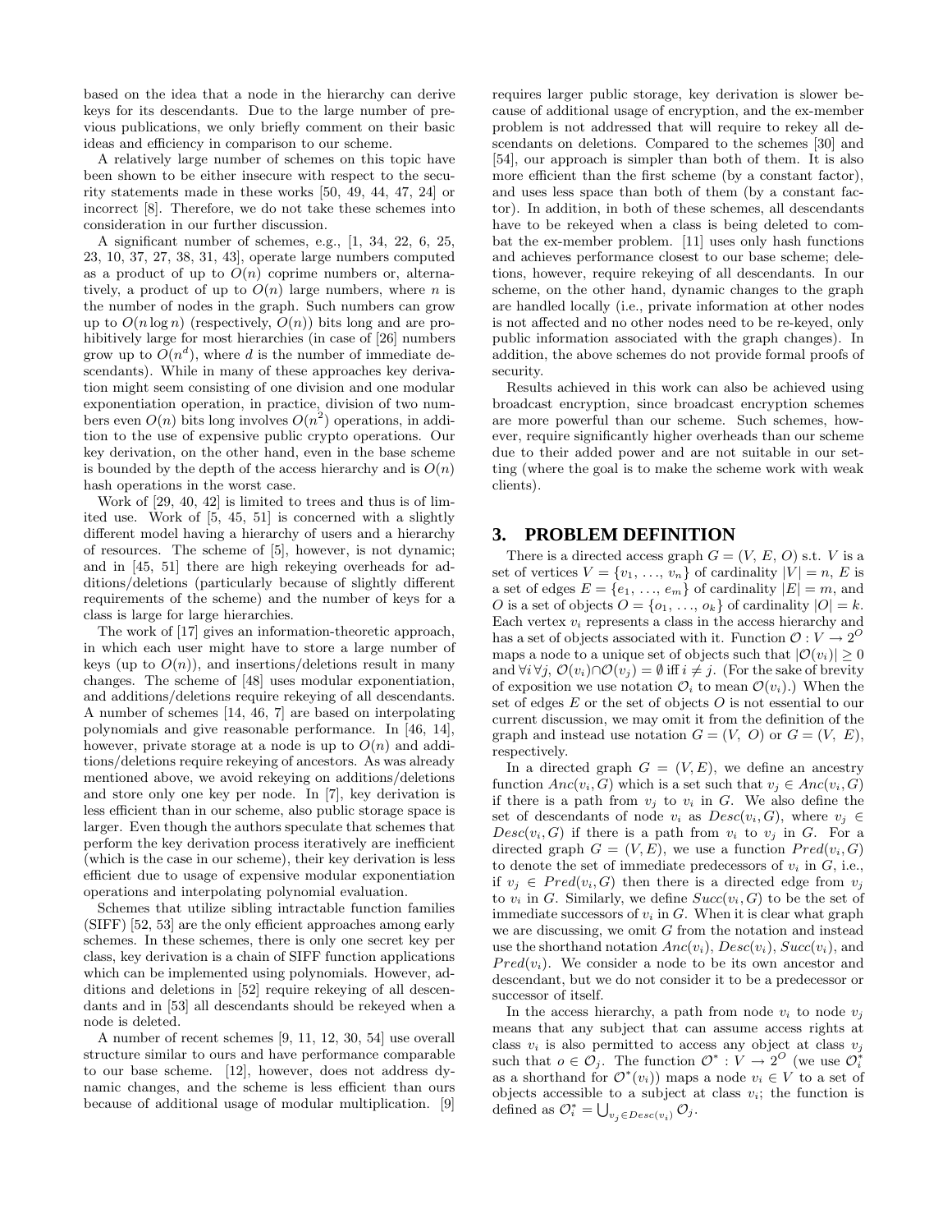based on the idea that a node in the hierarchy can derive keys for its descendants. Due to the large number of previous publications, we only briefly comment on their basic ideas and efficiency in comparison to our scheme.

A relatively large number of schemes on this topic have been shown to be either insecure with respect to the security statements made in these works [50, 49, 44, 47, 24] or incorrect [8]. Therefore, we do not take these schemes into consideration in our further discussion.

A significant number of schemes, e.g., [1, 34, 22, 6, 25, 23, 10, 37, 27, 38, 31, 43], operate large numbers computed as a product of up to $O(n)$ coprime numbers or, alternatively, a product of up to $O(n)$ large numbers, where $n$ is the number of nodes in the graph. Such numbers can grow up to $O(n \log n)$ (respectively, $O(n)$) bits long and are prohibitively large for most hierarchies (in case of [26] numbers grow up to $O(n^d)$, where $d$ is the number of immediate descendants). While in many of these approaches key derivation might seem consisting of one division and one modular exponentiation operation, in practice, division of two numbers even $O(n)$ bits long involves $O(n^2)$ operations, in addition to the use of expensive public crypto operations. Our key derivation, on the other hand, even in the base scheme is bounded by the depth of the access hierarchy and is $O(n)$ hash operations in the worst case.

Work of [29, 40, 42] is limited to trees and thus is of limited use. Work of [5, 45, 51] is concerned with a slightly different model having a hierarchy of users and a hierarchy of resources. The scheme of [5], however, is not dynamic; and in [45, 51] there are high rekeying overheads for additions/deletions (particularly because of slightly different requirements of the scheme) and the number of keys for a class is large for large hierarchies.

The work of [17] gives an information-theoretic approach, in which each user might have to store a large number of keys (up to $O(n)$), and insertions/deletions result in many changes. The scheme of [48] uses modular exponentiation, and additions/deletions require rekeying of all descendants. A number of schemes [14, 46, 7] are based on interpolating polynomials and give reasonable performance. In [46, 14], however, private storage at a node is up to $O(n)$ and additions/deletions require rekeying of ancestors. As was already mentioned above, we avoid rekeying on additions/deletions and store only one key per node. In [7], key derivation is less efficient than in our scheme, also public storage space is larger. Even though the authors speculate that schemes that perform the key derivation process iteratively are inefficient (which is the case in our scheme), their key derivation is less efficient due to usage of expensive modular exponentiation operations and interpolating polynomial evaluation.

Schemes that utilize sibling intractable function families (SIFF) [52, 53] are the only efficient approaches among early schemes. In these schemes, there is only one secret key per class, key derivation is a chain of SIFF function applications which can be implemented using polynomials. However, additions and deletions in [52] require rekeying of all descendants and in [53] all descendants should be rekeyed when a node is deleted.

A number of recent schemes [9, 11, 12, 30, 54] use overall structure similar to ours and have performance comparable to our base scheme. [12], however, does not address dynamic changes, and the scheme is less efficient than ours because of additional usage of modular multiplication. [9] requires larger public storage, key derivation is slower because of additional usage of encryption, and the ex-member problem is not addressed that will require to rekey all descendants on deletions. Compared to the schemes [30] and [54], our approach is simpler than both of them. It is also more efficient than the first scheme (by a constant factor), and uses less space than both of them (by a constant factor). In addition, in both of these schemes, all descendants have to be rekeyed when a class is being deleted to combat the ex-member problem. [11] uses only hash functions and achieves performance closest to our base scheme; deletions, however, require rekeying of all descendants. In our scheme, on the other hand, dynamic changes to the graph are handled locally (i.e., private information at other nodes is not affected and no other nodes need to be re-keyed, only public information associated with the graph changes). In addition, the above schemes do not provide formal proofs of security.

Results achieved in this work can also be achieved using broadcast encryption, since broadcast encryption schemes are more powerful than our scheme. Such schemes, however, require significantly higher overheads than our scheme due to their added power and are not suitable in our setting (where the goal is to make the scheme work with weak clients).

# 3. PROBLEM DEFINITION

There is a directed access graph $G = (V, E, O)$ s.t. $V$ is a set of vertices $V = \{v_1, \ldots, v_n\}$ of cardinality $|V| = n$, $E$ is a set of edges $E = \{e_1, \ldots, e_m\}$ of cardinality $|E| = m$, and $O$ is a set of objects $O = \{o_1, \ldots, o_k\}$ of cardinality $|O| = k$. Each vertex $v_i$ represents a class in the access hierarchy and has a set of objects associated with it. Function $\mathcal{O} : V \to 2^O$ maps a node to a unique set of objects such that $|\mathcal{O}(v_i)| \geq 0$ and $\forall i \, \forall j$, $\mathcal{O}(v_i) \cap \mathcal{O}(v_j) = \emptyset$ iff $i \neq j$. (For the sake of brevity of exposition we use notation $\mathcal{O}_i$ to mean $\mathcal{O}(v_i)$.) When the set of edges $E$ or the set of objects $O$ is not essential to our current discussion, we may omit it from the definition of the graph and instead use notation $G = (V, O)$ or $G = (V, E)$, respectively.

In a directed graph $G = (V, E)$, we define an ancestry function $Anc(v_i, G)$ which is a set such that $v_j \in Anc(v_i, G)$ if there is a path from $v_j$ to $v_i$ in $G$. We also define the set of descendants of node $v_i$ as $Desc(v_i, G)$, where $v_j \in Desc(v_i, G)$ if there is a path from $v_i$ to $v_j$ in $G$. For a directed graph $G = (V, E)$, we use a function $Pred(v_i, G)$ to denote the set of immediate predecessors of $v_i$ in $G$, i.e., if $v_j \in Pred(v_i, G)$ then there is a directed edge from $v_j$ to $v_i$ in $G$. Similarly, we define $Succ(v_i, G)$ to be the set of immediate successors of $v_i$ in $G$. When it is clear what graph we are discussing, we omit $G$ from the notation and instead use the shorthand notation $Anc(v_i)$, $Desc(v_i)$, $Succ(v_i)$, and $Pred(v_i)$. We consider a node to be its own ancestor and descendant, but we do not consider it to be a predecessor or successor of itself.

In the access hierarchy, a path from node $v_i$ to node $v_j$ means that any subject that can assume access rights at class $v_i$ is also permitted to access any object at class $v_j$ such that $o \in \mathcal{O}_j$. The function $\mathcal{O}^* : V \to 2^O$ (we use $\mathcal{O}^*_i$ as a shorthand for $\mathcal{O}^*(v_i)$) maps a node $v_i \in V$ to a set of objects accessible to a subject at class $v_i$; the function is defined as $\mathcal{O}^*_i = \bigcup_{v_j \in Desc(v_i)} \mathcal{O}_j$.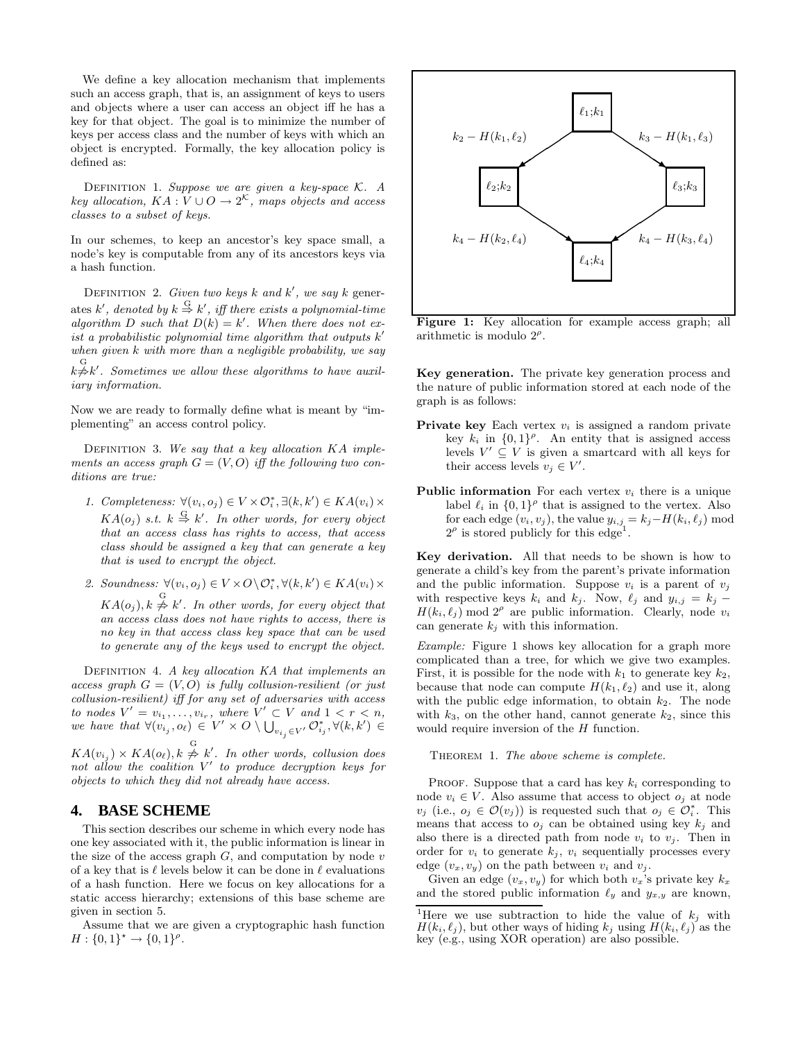We define a key allocation mechanism that implements such an access graph, that is, an assignment of keys to users and objects where a user can access an object iff he has a key for that object. The goal is to minimize the number of keys per access class and the number of keys with which an object is encrypted. Formally, the key allocation policy is defined as:

Definition 1. *Suppose we are given a key-space $\mathcal{K}$. A key allocation, $KA : V \cup O \rightarrow 2^{\mathcal{K}}$, maps objects and access classes to a subset of keys.*

In our schemes, to keep an ancestor's key space small, a node's key is computable from any of its ancestors keys via a hash function.

Definition 2. *Given two keys $k$ and $k'$, we say $k$ generates $k'$, denoted by $k \stackrel{G}{\Rightarrow} k'$, iff there exists a polynomial-time algorithm $D$ such that $D(k) = k'$. When there does not exist a probabilistic polynomial time algorithm that outputs $k'$ when given $k$ with more than a negligible probability, we say $k \stackrel{G}{\not\Rightarrow} k'$. Sometimes we allow these algorithms to have auxiliary information.*

Now we are ready to formally define what is meant by "implementing" an access control policy.

Definition 3. *We say that a key allocation $KA$ implements an access graph $G = (V, O)$ iff the following two conditions are true:*

1. *Completeness: $\forall (v_i, o_j) \in V \times \mathcal{O}_i^*, \exists (k, k') \in KA(v_i) \times KA(o_j)$ s.t. $k \stackrel{G}{\Rightarrow} k'$. In other words, for every object that an access class has rights to access, that access class should be assigned a key that can generate a key that is used to encrypt the object.*
2. *Soundness: $\forall (v_i, o_j) \in V \times O \setminus \mathcal{O}_i^*, \forall (k, k') \in KA(v_i) \times KA(o_j), k \stackrel{G}{\not\Rightarrow} k'$. In other words, for every object that an access class does not have rights to access, there is no key in that access class key space that can be used to generate any of the keys used to encrypt the object.*

Definition 4. *A key allocation $KA$ that implements an access graph $G = (V, O)$ is fully collusion-resilient (or just collusion-resilient) iff for any set of adversaries with access to nodes $V' = v_{i_1}, \ldots, v_{i_r}$, where $V' \subset V$ and $1 < r < n$, we have that $\forall (v_{i_j}, o_\ell) \in V' \times O \setminus \bigcup_{v_{i_j} \in V'} \mathcal{O}_{i_j}^*, \forall (k, k') \in KA(v_{i_j}) \times KA(o_\ell), k \stackrel{G}{\not\Rightarrow} k'$. In other words, collusion does not allow the coalition $V'$ to produce decryption keys for objects to which they did not already have access.*

## 4. BASE SCHEME

This section describes our scheme in which every node has one key associated with it, the public information is linear in the size of the access graph $G$, and computation by node $v$ of a key that is $\ell$ levels below it can be done in $\ell$ evaluations of a hash function. Here we focus on key allocations for a static access hierarchy; extensions of this base scheme are given in section 5.

Assume that we are given a cryptographic hash function $H : \{0,1\}^\star \rightarrow \{0,1\}^\rho$.

**Figure 1:** Key allocation for example access graph; all arithmetic is modulo $2^\rho$.

**Key generation.** The private key generation process and the nature of public information stored at each node of the graph is as follows:

- **Private key** Each vertex $v_i$ is assigned a random private key $k_i$ in $\{0,1\}^\rho$. An entity that is assigned access levels $V' \subseteq V$ is given a smartcard with all keys for their access levels $v_j \in V'$.
- **Public information** For each vertex $v_i$ there is a unique label $\ell_i$ in $\{0,1\}^\rho$ that is assigned to the vertex. Also for each edge $(v_i, v_j)$, the value $y_{i,j} = k_j - H(k_i, \ell_j) \bmod 2^\rho$ is stored publicly for this edge[1].

**Key derivation.** All that needs to be shown is how to generate a child's key from the parent's private information and the public information. Suppose $v_i$ is a parent of $v_j$ with respective keys $k_i$ and $k_j$. Now, $\ell_j$ and $y_{i,j} = k_j - H(k_i, \ell_j) \bmod 2^\rho$ are public information. Clearly, node $v_i$ can generate $k_j$ with this information.

*Example:* Figure 1 shows key allocation for a graph more complicated than a tree, for which we give two examples. First, it is possible for the node with $k_1$ to generate key $k_2$, because that node can compute $H(k_1, \ell_2)$ and use it, along with the public edge information, to obtain $k_2$. The node with $k_3$, on the other hand, cannot generate $k_2$, since this would require inversion of the $H$ function.

Theorem 1. *The above scheme is complete.*

Proof. Suppose that a card has key $k_i$ corresponding to node $v_i \in V$. Also assume that access to object $o_j$ at node $v_j$ (i.e., $o_j \in \mathcal{O}(v_j)$) is requested such that $o_j \in \mathcal{O}_i^*$. This means that access to $o_j$ can be obtained using key $k_j$ and also there is a directed path from node $v_i$ to $v_j$. Then in order for $v_i$ to generate $k_j$, $v_i$ sequentially processes every edge $(v_x, v_y)$ on the path between $v_i$ and $v_j$.

Given an edge $(v_x, v_y)$ for which both $v_x$'s private key $k_x$ and the stored public information $\ell_y$ and $y_{x,y}$ are known,

[1] Here we use subtraction to hide the value of $k_j$ with $H(k_i, \ell_j)$, but other ways of hiding $k_j$ using $H(k_i, \ell_j)$ as the key (e.g., using XOR operation) are also possible.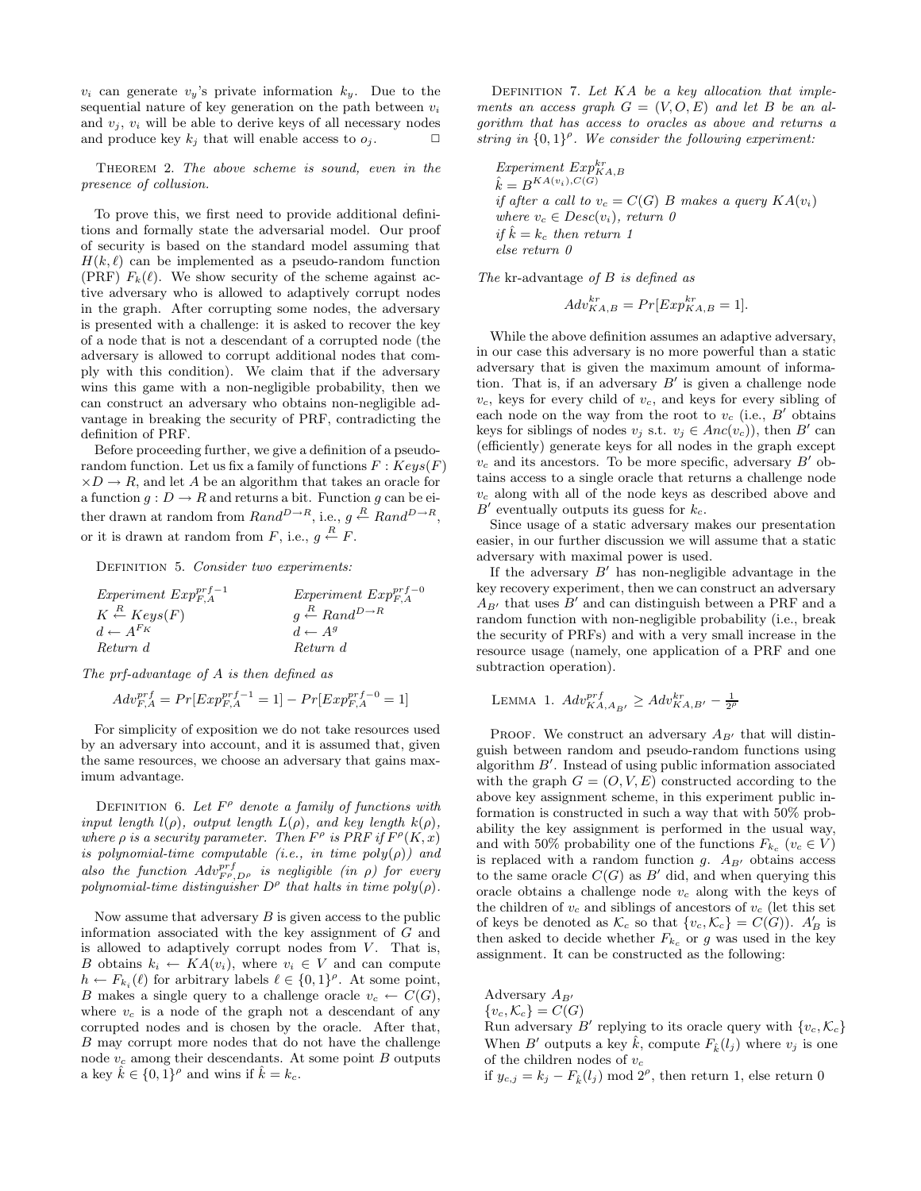$v_i$ can generate $v_y$'s private information $k_y$. Due to the sequential nature of key generation on the path between $v_i$ and $v_j$, $v_i$ will be able to derive keys of all necessary nodes and produce key $k_j$ that will enable access to $o_j$. $\Box$

THEOREM 2. *The above scheme is sound, even in the presence of collusion.*

To prove this, we first need to provide additional definitions and formally state the adversarial model. Our proof of security is based on the standard model assuming that $H(k, \ell)$ can be implemented as a pseudo-random function (PRF) $F_k(\ell)$. We show security of the scheme against active adversary who is allowed to adaptively corrupt nodes in the graph. After corrupting some nodes, the adversary is presented with a challenge: it is asked to recover the key of a node that is not a descendant of a corrupted node (the adversary is allowed to corrupt additional nodes that comply with this condition). We claim that if the adversary wins this game with a non-negligible probability, then we can construct an adversary who obtains non-negligible advantage in breaking the security of PRF, contradicting the definition of PRF.

Before proceeding further, we give a definition of a pseudorandom function. Let us fix a family of functions $F : Keys(F) \times D \to R$, and let $A$ be an algorithm that takes an oracle for a function $g : D \to R$ and returns a bit. Function $g$ can be either drawn at random from $Rand^{D \to R}$, i.e., $g \xleftarrow{R} Rand^{D \to R}$, or it is drawn at random from $F$, i.e., $g \xleftarrow{R} F$.

DEFINITION 5. *Consider two experiments:*

| | |
|---|---|
| *Experiment* $Exp^{prf-1}_{F,A}$ | *Experiment* $Exp^{prf-0}_{F,A}$ |
| $K \xleftarrow{R} Keys(F)$ | $g \xleftarrow{R} Rand^{D \to R}$ |
| $d \leftarrow A^{F_K}$ | $d \leftarrow A^g$ |
| *Return* $d$ | *Return* $d$ |

*The prf-advantage of* $A$ *is then defined as*

$$Adv^{prf}_{F,A} = Pr[Exp^{prf-1}_{F,A} = 1] - Pr[Exp^{prf-0}_{F,A} = 1]$$

For simplicity of exposition we do not take resources used by an adversary into account, and it is assumed that, given the same resources, we choose an adversary that gains maximum advantage.

DEFINITION 6. *Let* $F^\rho$ *denote a family of functions with input length* $l(\rho)$*, output length* $L(\rho)$*, and key length* $k(\rho)$*, where* $\rho$ *is a security parameter. Then* $F^\rho$ *is PRF if* $F^\rho(K, x)$ *is polynomial-time computable (i.e., in time poly*($\rho$)*) and also the function* $Adv^{prf}_{F^\rho, D^\rho}$ *is negligible (in* $\rho$*) for every polynomial-time distinguisher* $D^\rho$ *that halts in time poly*($\rho$)*.*

Now assume that adversary $B$ is given access to the public information associated with the key assignment of $G$ and is allowed to adaptively corrupt nodes from $V$. That is, $B$ obtains $k_i \leftarrow KA(v_i)$, where $v_i \in V$ and can compute $h \leftarrow F_{k_i}(\ell)$ for arbitrary labels $\ell \in \{0,1\}^\rho$. At some point, $B$ makes a single query to a challenge oracle $v_c \leftarrow C(G)$, where $v_c$ is a node of the graph not a descendant of any corrupted nodes and is chosen by the oracle. After that, $B$ may corrupt more nodes that do not have the challenge node $v_c$ among their descendants. At some point $B$ outputs a key $\hat{k} \in \{0,1\}^\rho$ and wins if $\hat{k} = k_c$.

DEFINITION 7. *Let* $KA$ *be a key allocation that implements an access graph* $G = (V, O, E)$ *and let* $B$ *be an algorithm that has access to oracles as above and returns a string in* $\{0,1\}^\rho$*. We consider the following experiment:*

*Experiment* $Exp^{kr}_{KA,B}$
$\hat{k} = B^{KA(v_i), C(G)}$
*if after a call to* $v_c = C(G)$ $B$ *makes a query* $KA(v_i)$ *where* $v_c \in Desc(v_i)$*, return 0*
*if* $\hat{k} = k_c$ *then return 1*
*else return 0*

*The* kr-advantage *of* $B$ *is defined as*

$$Adv^{kr}_{KA,B} = Pr[Exp^{kr}_{KA,B} = 1].$$

While the above definition assumes an adaptive adversary, in our case this adversary is no more powerful than a static adversary that is given the maximum amount of information. That is, if an adversary $B'$ is given a challenge node $v_c$, keys for every child of $v_c$, and keys for every sibling of each node on the way from the root to $v_c$ (i.e., $B'$ obtains keys for siblings of nodes $v_j$ s.t. $v_j \in Anc(v_c)$), then $B'$ can (efficiently) generate keys for all nodes in the graph except $v_c$ and its ancestors. To be more specific, adversary $B'$ obtains access to a single oracle that returns a challenge node $v_c$ along with all of the node keys as described above and $B'$ eventually outputs its guess for $k_c$.

Since usage of a static adversary makes our presentation easier, in our further discussion we will assume that a static adversary with maximal power is used.

If the adversary $B'$ has non-negligible advantage in the key recovery experiment, then we can construct an adversary $A_{B'}$ that uses $B'$ and can distinguish between a PRF and a random function with non-negligible probability (i.e., break the security of PRFs) and with a very small increase in the resource usage (namely, one application of a PRF and one subtraction operation).

LEMMA 1. $Adv^{prf}_{KA, A_{B'}} \geq Adv^{kr}_{KA,B'} - \frac{1}{2^\rho}$

PROOF. We construct an adversary $A_{B'}$ that will distinguish between random and pseudo-random functions using algorithm $B'$. Instead of using public information associated with the graph $G = (O, V, E)$ constructed according to the above key assignment scheme, in this experiment public information is constructed in such a way that with 50% probability the key assignment is performed in the usual way, and with 50% probability one of the functions $F_{k_c}$ $(v_c \in V)$ is replaced with a random function $g$. $A_{B'}$ obtains access to the same oracle $C(G)$ as $B'$ did, and when querying this oracle obtains a challenge node $v_c$ along with the keys of the children of $v_c$ and siblings of ancestors of $v_c$ (let this set of keys be denoted as $\mathcal{K}_c$ so that $\{v_c, \mathcal{K}_c\} = C(G)$). $A'_B$ is then asked to decide whether $F_{k_c}$ or $g$ was used in the key assignment. It can be constructed as the following:

Adversary $A_{B'}$
$\{v_c, \mathcal{K}_c\} = C(G)$
Run adversary $B'$ replying to its oracle query with $\{v_c, \mathcal{K}_c\}$
When $B'$ outputs a key $\hat{k}$, compute $F_{\hat{k}}(l_j)$ where $v_j$ is one of the children nodes of $v_c$
if $y_{c,j} = k_j - F_{\hat{k}}(l_j) \bmod 2^\rho$, then return 1, else return 0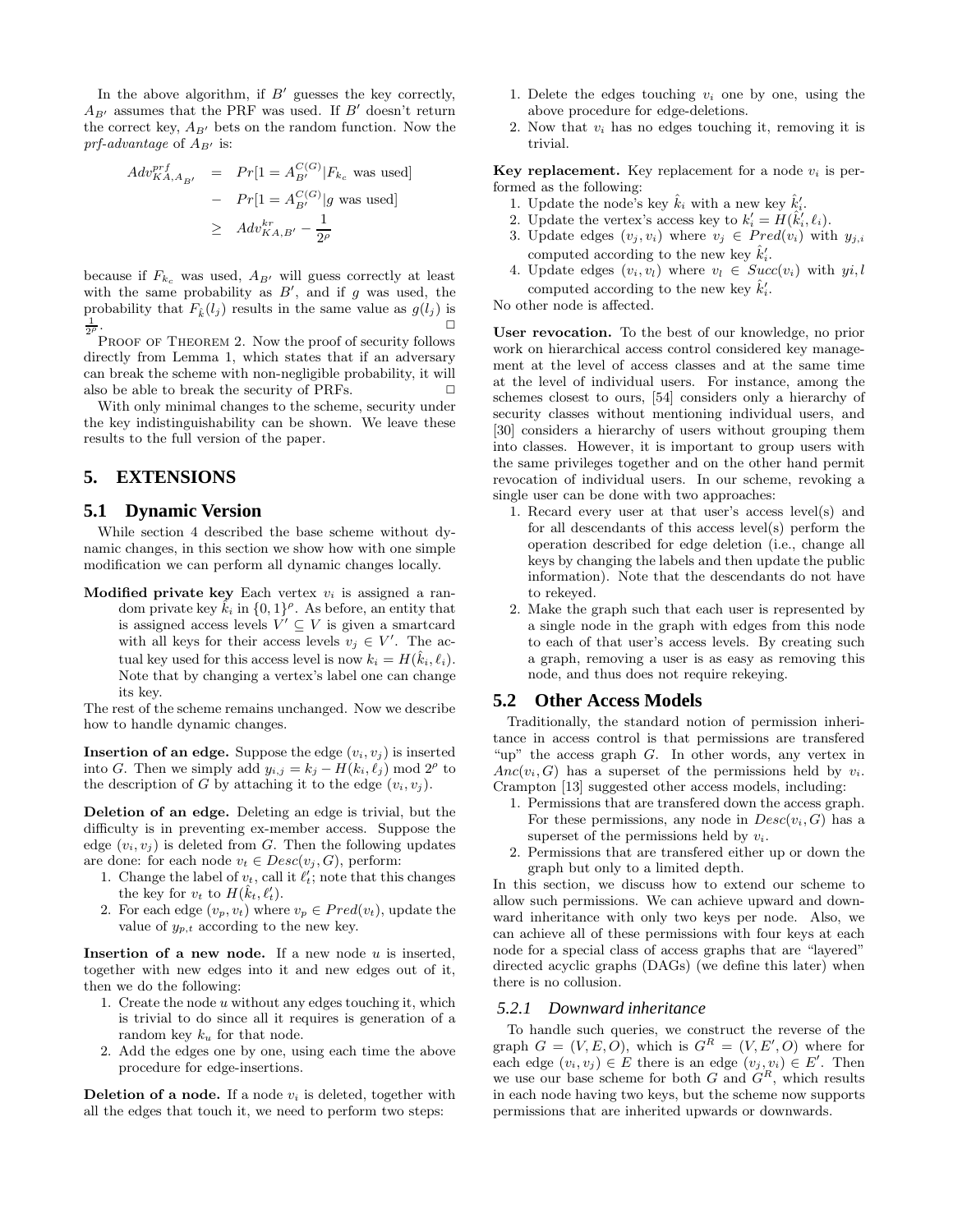In the above algorithm, if $B'$ guesses the key correctly, $A_{B'}$ assumes that the PRF was used. If $B'$ doesn't return the correct key, $A_{B'}$ bets on the random function. Now the *prf-advantage* of $A_{B'}$ is:

$$
\begin{aligned}
Adv_{KA,A_{B'}}^{prf} &= Pr[1 = A_{B'}^{C(G)} | F_{k_c} \text{ was used}] \\
&- Pr[1 = A_{B'}^{C(G)} | g \text{ was used}] \\
&\geq Adv_{KA,B'}^{kr} - \frac{1}{2^\rho}
\end{aligned}
$$

because if $F_{k_c}$ was used, $A_{B'}$ will guess correctly at least with the same probability as $B'$, and if $g$ was used, the probability that $F_{\hat{k}}(l_j)$ results in the same value as $g(l_j)$ is $\frac{1}{2^\rho}$. □

PROOF OF THEOREM 2. Now the proof of security follows directly from Lemma 1, which states that if an adversary can break the scheme with non-negligible probability, it will also be able to break the security of PRFs. □

With only minimal changes to the scheme, security under the key indistinguishability can be shown. We leave these results to the full version of the paper.

# 5. EXTENSIONS

## 5.1 Dynamic Version

While section 4 described the base scheme without dynamic changes, in this section we show how with one simple modification we can perform all dynamic changes locally.

**Modified private key** Each vertex $v_i$ is assigned a random private key $\hat{k}_i$ in $\{0,1\}^\rho$. As before, an entity that is assigned access levels $V' \subseteq V$ is given a smartcard with all keys for their access levels $v_j \in V'$. The actual key used for this access level is now $k_i = H(\hat{k}_i, \ell_i)$. Note that by changing a vertex's label one can change its key.

The rest of the scheme remains unchanged. Now we describe how to handle dynamic changes.

**Insertion of an edge.** Suppose the edge $(v_i, v_j)$ is inserted into $G$. Then we simply add $y_{i,j} = k_j - H(k_i, \ell_j) \bmod 2^\rho$ to the description of $G$ by attaching it to the edge $(v_i, v_j)$.

**Deletion of an edge.** Deleting an edge is trivial, but the difficulty is in preventing ex-member access. Suppose the edge $(v_i, v_j)$ is deleted from $G$. Then the following updates are done: for each node $v_t \in Desc(v_j, G)$, perform:

1. Change the label of $v_t$, call it $\ell'_t$; note that this changes the key for $v_t$ to $H(\hat{k}_t, \ell'_t)$.
2. For each edge $(v_p, v_t)$ where $v_p \in Pred(v_t)$, update the value of $y_{p,t}$ according to the new key.

**Insertion of a new node.** If a new node $u$ is inserted, together with new edges into it and new edges out of it, then we do the following:

1. Create the node $u$ without any edges touching it, which is trivial to do since all it requires is generation of a random key $k_u$ for that node.
2. Add the edges one by one, using each time the above procedure for edge-insertions.

**Deletion of a node.** If a node $v_i$ is deleted, together with all the edges that touch it, we need to perform two steps:

1. Delete the edges touching $v_i$ one by one, using the above procedure for edge-deletions.
2. Now that $v_i$ has no edges touching it, removing it is trivial.

**Key replacement.** Key replacement for a node $v_i$ is performed as the following:

1. Update the node's key $\hat{k}_i$ with a new key $\hat{k}'_i$.
2. Update the vertex's access key to $k'_i = H(\hat{k}'_i, \ell_i)$.
3. Update edges $(v_j, v_i)$ where $v_j \in Pred(v_i)$ with $y_{j,i}$ computed according to the new key $\hat{k}'_i$.
4. Update edges $(v_i, v_l)$ where $v_l \in Succ(v_i)$ with $yi, l$ computed according to the new key $\hat{k}'_i$.

No other node is affected.

**User revocation.** To the best of our knowledge, no prior work on hierarchical access control considered key management at the level of access classes and at the same time at the level of individual users. For instance, among the schemes closest to ours, [54] considers only a hierarchy of security classes without mentioning individual users, and [30] considers a hierarchy of users without grouping them into classes. However, it is important to group users with the same privileges together and on the other hand permit revocation of individual users. In our scheme, revoking a single user can be done with two approaches:

1. Recard every user at that user's access level(s) and for all descendants of this access level(s) perform the operation described for edge deletion (i.e., change all keys by changing the labels and then update the public information). Note that the descendants do not have to rekeyed.
2. Make the graph such that each user is represented by a single node in the graph with edges from this node to each of that user's access levels. By creating such a graph, removing a user is as easy as removing this node, and thus does not require rekeying.

## 5.2 Other Access Models

Traditionally, the standard notion of permission inheritance in access control is that permissions are transfered "up" the access graph $G$. In other words, any vertex in $Anc(v_i, G)$ has a superset of the permissions held by $v_i$. Crampton [13] suggested other access models, including:

1. Permissions that are transfered down the access graph. For these permissions, any node in $Desc(v_i, G)$ has a superset of the permissions held by $v_i$.
2. Permissions that are transfered either up or down the graph but only to a limited depth.

In this section, we discuss how to extend our scheme to allow such permissions. We can achieve upward and downward inheritance with only two keys per node. Also, we can achieve all of these permissions with four keys at each node for a special class of access graphs that are "layered" directed acyclic graphs (DAGs) (we define this later) when there is no collusion.

### 5.2.1 Downward inheritance

To handle such queries, we construct the reverse of the graph $G = (V, E, O)$, which is $G^R = (V, E', O)$ where for each edge $(v_i, v_j) \in E$ there is an edge $(v_j, v_i) \in E'$. Then we use our base scheme for both $G$ and $G^R$, which results in each node having two keys, but the scheme now supports permissions that are inherited upwards or downwards.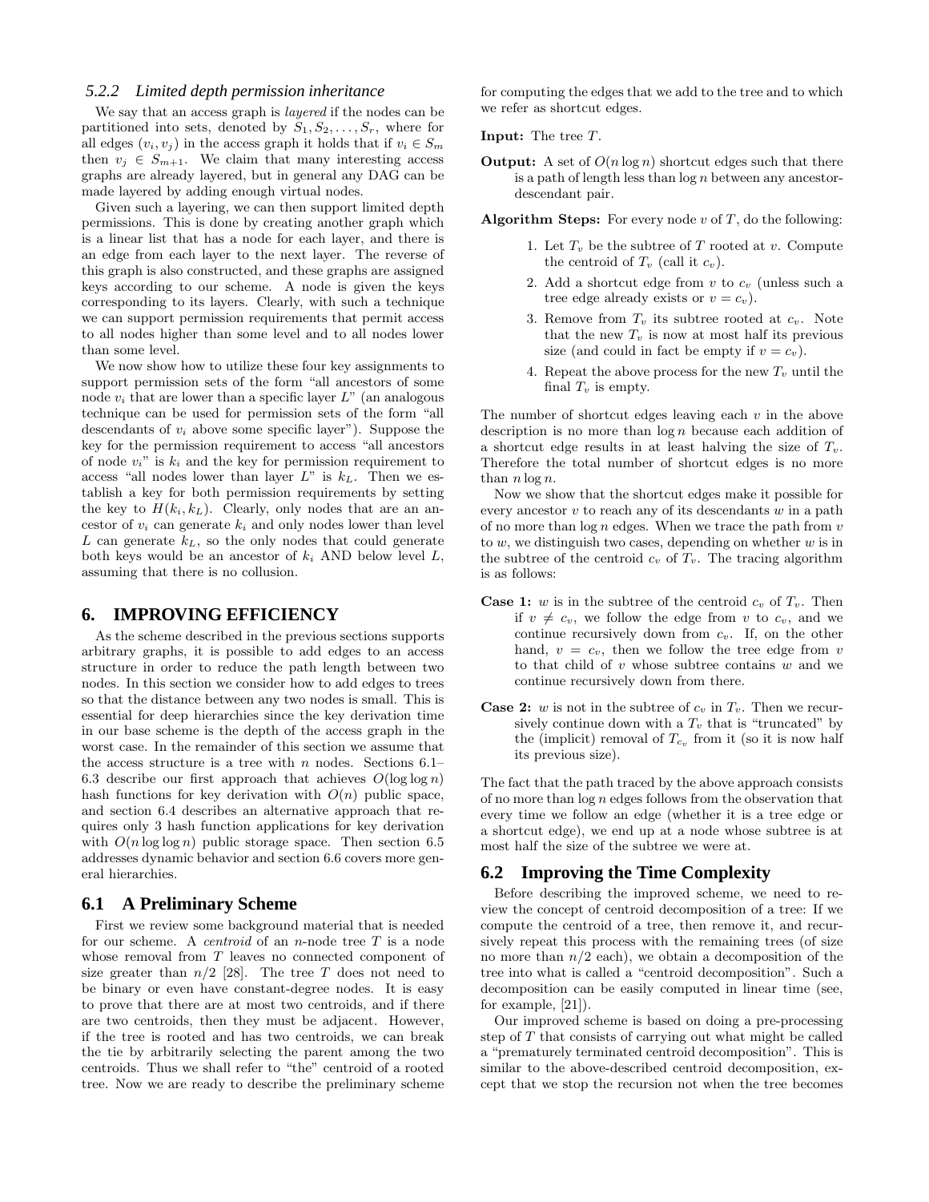### 5.2.2 Limited depth permission inheritance

We say that an access graph is *layered* if the nodes can be partitioned into sets, denoted by $S_1, S_2, \ldots, S_r$, where for all edges $(v_i, v_j)$ in the access graph it holds that if $v_i \in S_m$ then $v_j \in S_{m+1}$. We claim that many interesting access graphs are already layered, but in general any DAG can be made layered by adding enough virtual nodes.

Given such a layering, we can then support limited depth permissions. This is done by creating another graph which is a linear list that has a node for each layer, and there is an edge from each layer to the next layer. The reverse of this graph is also constructed, and these graphs are assigned keys according to our scheme. A node is given the keys corresponding to its layers. Clearly, with such a technique we can support permission requirements that permit access to all nodes higher than some level and to all nodes lower than some level.

We now show how to utilize these four key assignments to support permission sets of the form "all ancestors of some node $v_i$ that are lower than a specific layer $L$" (an analogous technique can be used for permission sets of the form "all descendants of $v_i$ above some specific layer"). Suppose the key for the permission requirement to access "all ancestors of node $v_i$" is $k_i$ and the key for permission requirement to access "all nodes lower than layer $L$" is $k_L$. Then we establish a key for both permission requirements by setting the key to $H(k_i, k_L)$. Clearly, only nodes that are an ancestor of $v_i$ can generate $k_i$ and only nodes lower than level $L$ can generate $k_L$, so the only nodes that could generate both keys would be an ancestor of $k_i$ AND below level $L$, assuming that there is no collusion.

## 6. IMPROVING EFFICIENCY

As the scheme described in the previous sections supports arbitrary graphs, it is possible to add edges to an access structure in order to reduce the path length between two nodes. In this section we consider how to add edges to trees so that the distance between any two nodes is small. This is essential for deep hierarchies since the key derivation time in our base scheme is the depth of the access graph in the worst case. In the remainder of this section we assume that the access structure is a tree with $n$ nodes. Sections 6.1–6.3 describe our first approach that achieves $O(\log\log n)$ hash functions for key derivation with $O(n)$ public space, and section 6.4 describes an alternative approach that requires only 3 hash function applications for key derivation with $O(n \log\log n)$ public storage space. Then section 6.5 addresses dynamic behavior and section 6.6 covers more general hierarchies.

### 6.1 A Preliminary Scheme

First we review some background material that is needed for our scheme. A *centroid* of an $n$-node tree $T$ is a node whose removal from $T$ leaves no connected component of size greater than $n/2$ [28]. The tree $T$ does not need to be binary or even have constant-degree nodes. It is easy to prove that there are at most two centroids, and if there are two centroids, then they must be adjacent. However, if the tree is rooted and has two centroids, we can break the tie by arbitrarily selecting the parent among the two centroids. Thus we shall refer to "the" centroid of a rooted tree. Now we are ready to describe the preliminary scheme for computing the edges that we add to the tree and to which we refer as shortcut edges.

**Input:** The tree $T$.

**Output:** A set of $O(n \log n)$ shortcut edges such that there is a path of length less than $\log n$ between any ancestor-descendant pair.

**Algorithm Steps:** For every node $v$ of $T$, do the following:

1. Let $T_v$ be the subtree of $T$ rooted at $v$. Compute the centroid of $T_v$ (call it $c_v$).
2. Add a shortcut edge from $v$ to $c_v$ (unless such a tree edge already exists or $v = c_v$).
3. Remove from $T_v$ its subtree rooted at $c_v$. Note that the new $T_v$ is now at most half its previous size (and could in fact be empty if $v = c_v$).
4. Repeat the above process for the new $T_v$ until the final $T_v$ is empty.

The number of shortcut edges leaving each $v$ in the above description is no more than $\log n$ because each addition of a shortcut edge results in at least halving the size of $T_v$. Therefore the total number of shortcut edges is no more than $n \log n$.

Now we show that the shortcut edges make it possible for every ancestor $v$ to reach any of its descendants $w$ in a path of no more than $\log n$ edges. When we trace the path from $v$ to $w$, we distinguish two cases, depending on whether $w$ is in the subtree of the centroid $c_v$ of $T_v$. The tracing algorithm is as follows:

**Case 1:** $w$ is in the subtree of the centroid $c_v$ of $T_v$. Then if $v \neq c_v$, we follow the edge from $v$ to $c_v$, and we continue recursively down from $c_v$. If, on the other hand, $v = c_v$, then we follow the tree edge from $v$ to that child of $v$ whose subtree contains $w$ and we continue recursively down from there.

**Case 2:** $w$ is not in the subtree of $c_v$ in $T_v$. Then we recursively continue down with a $T_v$ that is "truncated" by the (implicit) removal of $T_{c_v}$ from it (so it is now half its previous size).

The fact that the path traced by the above approach consists of no more than $\log n$ edges follows from the observation that every time we follow an edge (whether it is a tree edge or a shortcut edge), we end up at a node whose subtree is at most half the size of the subtree we were at.

### 6.2 Improving the Time Complexity

Before describing the improved scheme, we need to review the concept of centroid decomposition of a tree: If we compute the centroid of a tree, then remove it, and recursively repeat this process with the remaining trees (of size no more than $n/2$ each), we obtain a decomposition of the tree into what is called a "centroid decomposition". Such a decomposition can be easily computed in linear time (see, for example, [21]).

Our improved scheme is based on doing a pre-processing step of $T$ that consists of carrying out what might be called a "prematurely terminated centroid decomposition". This is similar to the above-described centroid decomposition, except that we stop the recursion not when the tree becomes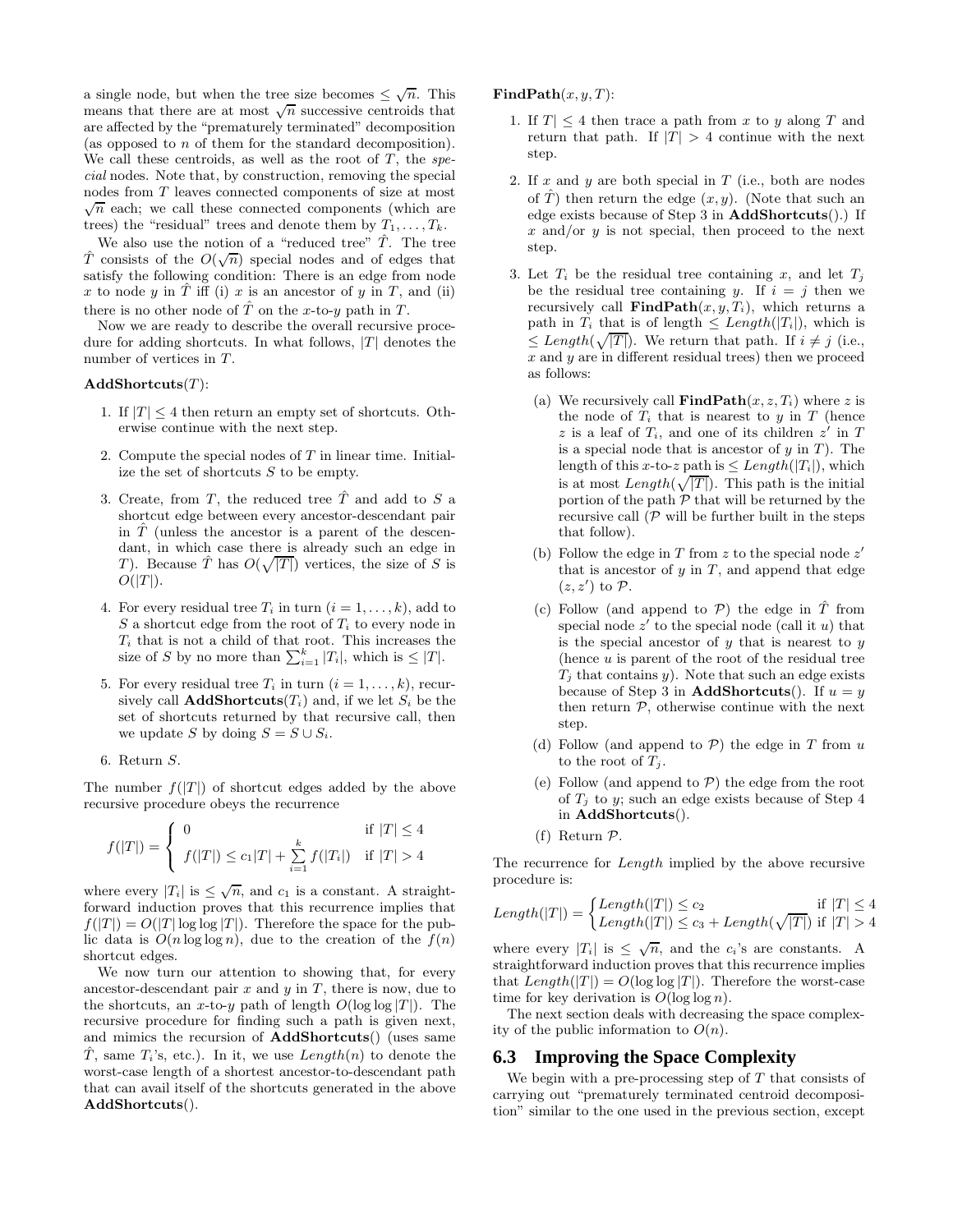a single node, but when the tree size becomes $\leq \sqrt{n}$. This means that there are at most $\sqrt{n}$ successive centroids that are affected by the "prematurely terminated" decomposition) (as opposed to $n$ of them for the standard decomposition). We call these centroids, as well as the root of $T$, the *special* nodes. Note that, by construction, removing the special nodes from $T$ leaves connected components of size at most $\sqrt{n}$ each; we call these connected components (which are trees) the "residual" trees and denote them by $T_1, \ldots, T_k$.

We also use the notion of a "reduced tree" $\hat{T}$. The tree $\hat{T}$ consists of the $O(\sqrt{n})$ special nodes and of edges that satisfy the following condition: There is an edge from node $x$ to node $y$ in $\hat{T}$ iff (i) $x$ is an ancestor of $y$ in $T$, and (ii) there is no other node of $\hat{T}$ on the $x$-to-$y$ path in $T$.

Now we are ready to describe the overall recursive procedure for adding shortcuts. In what follows, $|T|$ denotes the number of vertices in $T$.

**AddShortcuts**($T$):

1. If $|T| \leq 4$ then return an empty set of shortcuts. Otherwise continue with the next step.
2. Compute the special nodes of $T$ in linear time. Initialize the set of shortcuts $S$ to be empty.
3. Create, from $T$, the reduced tree $\hat{T}$ and add to $S$ a shortcut edge between every ancestor-descendant pair in $\hat{T}$ (unless the ancestor is a parent of the descendant, in which case there is already such an edge in $T$). Because $\hat{T}$ has $O(\sqrt{|T|})$ vertices, the size of $S$ is $O(|T|)$.
4. For every residual tree $T_i$ in turn ($i = 1, \ldots, k$), add to $S$ a shortcut edge from the root of $T_i$ to every node in $T_i$ that is not a child of that root. This increases the size of $S$ by no more than $\sum_{i=1}^{k} |T_i|$, which is $\leq |T|$.
5. For every residual tree $T_i$ in turn ($i = 1, \ldots, k$), recursively call **AddShortcuts**($T_i$) and, if we let $S_i$ be the set of shortcuts returned by that recursive call, then we update $S$ by doing $S = S \cup S_i$.
6. Return $S$.

The number $f(|T|)$ of shortcut edges added by the above recursive procedure obeys the recurrence

$$f(|T|) = \begin{cases} 0 & \text{if } |T| \leq 4 \\ f(|T|) \leq c_1|T| + \sum_{i=1}^{k} f(|T_i|) & \text{if } |T| > 4 \end{cases}$$

where every $|T_i|$ is $\leq \sqrt{n}$, and $c_1$ is a constant. A straightforward induction proves that this recurrence implies that $f(|T|) = O(|T| \log\log|T|)$. Therefore the space for the public data is $O(n \log\log n)$, due to the creation of the $f(n)$ shortcut edges.

We now turn our attention to showing that, for every ancestor-descendant pair $x$ and $y$ in $T$, there is now, due to the shortcuts, an $x$-to-$y$ path of length $O(\log\log|T|)$. The recursive procedure for finding such a path is given next, and mimics the recursion of **AddShortcuts**() (uses same $\hat{T}$, same $T_i$'s, etc.). In it, we use $Length(n)$ to denote the worst-case length of a shortest ancestor-to-descendant path that can avail itself of the shortcuts generated in the above **AddShortcuts**().

**FindPath**($x, y, T$):

1. If $T| \leq 4$ then trace a path from $x$ to $y$ along $T$ and return that path. If $|T| > 4$ continue with the next step.
2. If $x$ and $y$ are both special in $T$ (i.e., both are nodes of $\hat{T}$) then return the edge $(x, y)$. (Note that such an edge exists because of Step 3 in **AddShortcuts**().) If $x$ and/or $y$ is not special, then proceed to the next step.
3. Let $T_i$ be the residual tree containing $x$, and let $T_j$ be the residual tree containing $y$. If $i = j$ then we recursively call **FindPath**($x, y, T_i$), which returns a path in $T_i$ that is of length $\leq Length(|T_i|)$, which is $\leq Length(\sqrt{|T|})$. We return that path. If $i \neq j$ (i.e., $x$ and $y$ are in different residual trees) then we proceed as follows:
   (a) We recursively call **FindPath**($x, z, T_i$) where $z$ is the node of $T_i$ that is nearest to $y$ in $T$ (hence $z$ is a leaf of $T_i$, and one of its children $z'$ in $T$ is a special node that is ancestor of $y$ in $T$). The length of this $x$-to-$z$ path is $\leq Length(|T_i|)$, which is at most $Length(\sqrt{|T|})$. This path is the initial portion of the path $\mathcal{P}$ that will be returned by the recursive call ($\mathcal{P}$ will be further built in the steps that follow).
   (b) Follow the edge in $T$ from $z$ to the special node $z'$ that is ancestor of $y$ in $T$, and append that edge $(z, z')$ to $\mathcal{P}$.
   (c) Follow (and append to $\mathcal{P}$) the edge in $\hat{T}$ from special node $z'$ to the special node (call it $u$) that is the special ancestor of $y$ that is nearest to $y$ (hence $u$ is parent of the root of the residual tree $T_j$ that contains $y$). Note that such an edge exists because of Step 3 in **AddShortcuts**(). If $u = y$ then return $\mathcal{P}$, otherwise continue with the next step.
   (d) Follow (and append to $\mathcal{P}$) the edge in $T$ from $u$ to the root of $T_j$.
   (e) Follow (and append to $\mathcal{P}$) the edge from the root of $T_j$ to $y$; such an edge exists because of Step 4 in **AddShortcuts**().
   (f) Return $\mathcal{P}$.

The recurrence for *Length* implied by the above recursive procedure is:

$$Length(|T|) = \begin{cases} Length(|T|) \leq c_2 & \text{if } |T| \leq 4 \\ Length(|T|) \leq c_3 + Length(\sqrt{|T|}) & \text{if } |T| > 4 \end{cases}$$

where every $|T_i|$ is $\leq \sqrt{n}$, and the $c_i$'s are constants. A straightforward induction proves that this recurrence implies that $Length(|T|) = O(\log\log|T|)$. Therefore the worst-case time for key derivation is $O(\log\log n)$.

The next section deals with decreasing the space complexity of the public information to $O(n)$.

### 6.3 Improving the Space Complexity

We begin with a pre-processing step of $T$ that consists of carrying out "prematurely terminated centroid decomposition" similar to the one used in the previous section, except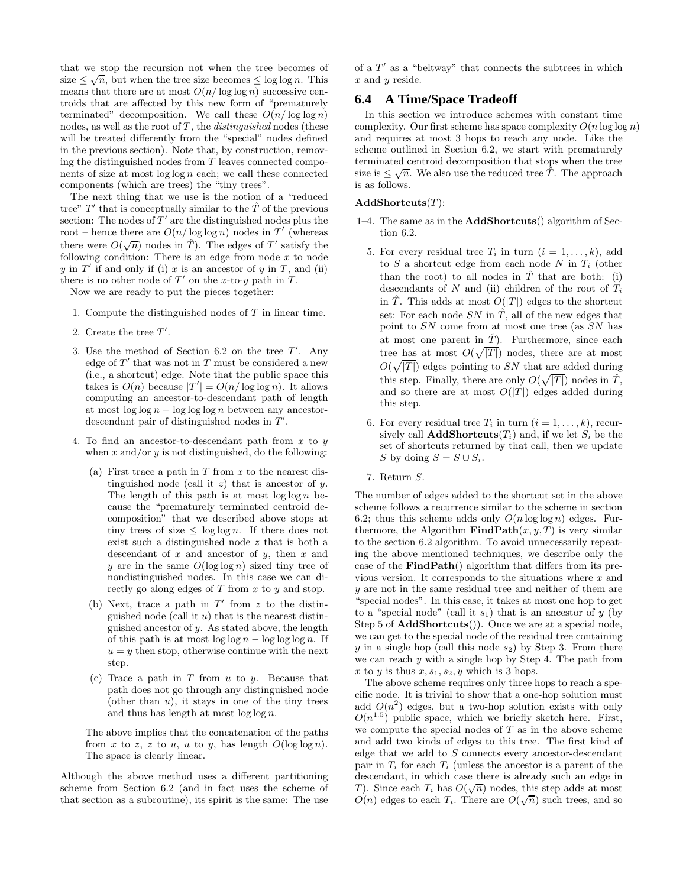that we stop the recursion not when the tree becomes of size $\leq \sqrt{n}$, but when the tree size becomes $\leq \log\log n$. This means that there are at most $O(n/\log\log n)$ successive centroids that are affected by this new form of "prematurely terminated" decomposition. We call these $O(n/\log\log n)$ nodes, as well as the root of $T$, the *distinguished* nodes (these will be treated differently from the "special" nodes defined in the previous section). Note that, by construction, removing the distinguished nodes from $T$ leaves connected components of size at most $\log\log n$ each; we call these connected components (which are trees) the "tiny trees".

The next thing that we use is the notion of a "reduced tree" $T'$ that is conceptually similar to the $\hat{T}$ of the previous section: The nodes of $T'$ are the distinguished nodes plus the root – hence there are $O(n/\log\log n)$ nodes in $T'$ (whereas there were $O(\sqrt{n})$ nodes in $\hat{T}$). The edges of $T'$ satisfy the following condition: There is an edge from node $x$ to node $y$ in $T'$ if and only if (i) $x$ is an ancestor of $y$ in $T$, and (ii) there is no other node of $T'$ on the $x$-to-$y$ path in $T$.

Now we are ready to put the pieces together:

1. Compute the distinguished nodes of $T$ in linear time.
2. Create the tree $T'$.
3. Use the method of Section 6.2 on the tree $T'$. Any edge of $T'$ that was not in $T$ must be considered a new (i.e., a shortcut) edge. Note that the public space this takes is $O(n)$ because $|T'| = O(n/\log\log n)$. It allows computing an ancestor-to-descendant path of length at most $\log\log n - \log\log\log n$ between any ancestor-descendant pair of distinguished nodes in $T'$.
4. To find an ancestor-to-descendant path from $x$ to $y$ when $x$ and/or $y$ is not distinguished, do the following:
   (a) First trace a path in $T$ from $x$ to the nearest distinguished node (call it $z$) that is ancestor of $y$. The length of this path is at most $\log\log n$ because the "prematurely terminated centroid decomposition" that we described above stops at tiny trees of size $\leq \log\log n$. If there does not exist such a distinguished node $z$ that is both a descendant of $x$ and ancestor of $y$, then $x$ and $y$ are in the same $O(\log\log n)$ sized tiny tree of nondistinguished nodes. In this case we can directly go along edges of $T$ from $x$ to $y$ and stop.
   (b) Next, trace a path in $T'$ from $z$ to the distinguished node (call it $u$) that is the nearest distinguished ancestor of $y$. As stated above, the length of this path is at most $\log\log n - \log\log\log n$. If $u = y$ then stop, otherwise continue with the next step.
   (c) Trace a path in $T$ from $u$ to $y$. Because that path does not go through any distinguished node (other than $u$), it stays in one of the tiny trees and thus has length at most $\log\log n$.

   The above implies that the concatenation of the paths from $x$ to $z$, $z$ to $u$, $u$ to $y$, has length $O(\log\log n)$. The space is clearly linear.

Although the above method uses a different partitioning scheme from Section 6.2 (and in fact uses the scheme of that section as a subroutine), its spirit is the same: The use of a $T'$ as a "beltway" that connects the subtrees in which $x$ and $y$ reside.

## 6.4 A Time/Space Tradeoff

In this section we introduce schemes with constant time complexity. Our first scheme has space complexity $O(n\log\log n)$ and requires at most 3 hops to reach any node. Like the scheme outlined in Section 6.2, we start with prematurely terminated centroid decomposition that stops when the tree size is $\leq \sqrt{n}$. We also use the reduced tree $\hat{T}$. The approach is as follows.

**AddShortcuts**($T$):

1–4. The same as in the **AddShortcuts**() algorithm of Section 6.2.

5. For every residual tree $T_i$ in turn ($i = 1, \ldots, k$), add to $S$ a shortcut edge from each node $N$ in $T_i$ (other than the root) to all nodes in $\hat{T}$ that are both: (i) descendants of $N$ and (ii) children of the root of $T_i$ in $\hat{T}$. This adds at most $O(|T|)$ edges to the shortcut set: For each node $SN$ in $\hat{T}$, all of the new edges that point to $SN$ come from at most one tree (as $SN$ has at most one parent in $\hat{T}$). Furthermore, since each tree has at most $O(\sqrt{|T|})$ nodes, there are at most $O(\sqrt{|T|})$ edges pointing to $SN$ that are added during this step. Finally, there are only $O(\sqrt{|T|})$ nodes in $\hat{T}$, and so there are at most $O(|T|)$ edges added during this step.
6. For every residual tree $T_i$ in turn ($i = 1, \ldots, k$), recursively call **AddShortcuts**($T_i$) and, if we let $S_i$ be the set of shortcuts returned by that call, then we update $S$ by doing $S = S \cup S_i$.
7. Return $S$.

The number of edges added to the shortcut set in the above scheme follows a recurrence similar to the scheme in section 6.2; thus this scheme adds only $O(n\log\log n)$ edges. Furthermore, the Algorithm **FindPath**($x, y, T$) is very similar to the section 6.2 algorithm. To avoid unnecessarily repeating the above mentioned techniques, we describe only the case of the **FindPath**() algorithm that differs from its previous version. It corresponds to the situations where $x$ and $y$ are not in the same residual tree and neither of them are "special nodes". In this case, it takes at most one hop to get to a "special node" (call it $s_1$) that is an ancestor of $y$ (by Step 5 of **AddShortcuts**()). Once we are at a special node, we can get to the special node of the residual tree containing $y$ in a single hop (call this node $s_2$) by Step 3. From there we can reach $y$ with a single hop by Step 4. The path from $x$ to $y$ is thus $x, s_1, s_2, y$ which is 3 hops.

The above scheme requires only three hops to reach a specific node. It is trivial to show that a one-hop solution must add $O(n^2)$ edges, but a two-hop solution exists with only $O(n^{1.5})$ public space, which we briefly sketch here. First, we compute the special nodes of $T$ as in the above scheme and add two kinds of edges to this tree. The first kind of edge that we add to $S$ connects every ancestor-descendant pair in $T_i$ for each $T_i$ (unless the ancestor is a parent of the descendant, in which case there is already such an edge in $T$). Since each $T_i$ has $O(\sqrt{n})$ nodes, this step adds at most $O(n)$ edges to each $T_i$. There are $O(\sqrt{n})$ such trees, and so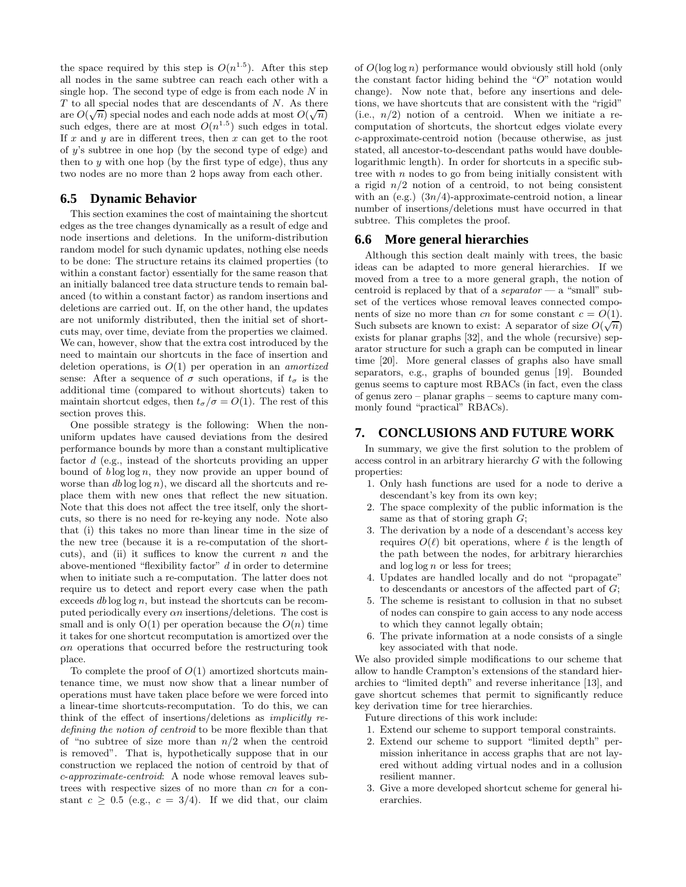the space required by this step is $O(n^{1.5})$. After this step all nodes in the same subtree can reach each other with a single hop. The second type of edge is from each node $N$ in $T$ to all special nodes that are descendants of $N$. As there are $O(\sqrt{n})$ special nodes and each node adds at most $O(\sqrt{n})$ such edges, there are at most $O(n^{1.5})$ such edges in total. If $x$ and $y$ are in different trees, then $x$ can get to the root of $y$'s subtree in one hop (by the second type of edge) and then to $y$ with one hop (by the first type of edge), thus any two nodes are no more than 2 hops away from each other.

### 6.5 Dynamic Behavior

This section examines the cost of maintaining the shortcut edges as the tree changes dynamically as a result of edge and node insertions and deletions. In the uniform-distribution random model for such dynamic updates, nothing else needs to be done: The structure retains its claimed properties (to within a constant factor) essentially for the same reason that an initially balanced tree data structure tends to remain balanced (to within a constant factor) as random insertions and deletions are carried out. If, on the other hand, the updates are not uniformly distributed, then the initial set of shortcuts may, over time, deviate from the properties we claimed. We can, however, show that the extra cost introduced by the need to maintain our shortcuts in the face of insertion and deletion operations, is $O(1)$ per operation in an *amortized* sense: After a sequence of $\sigma$ such operations, if $t_\sigma$ is the additional time (compared to without shortcuts) taken to maintain shortcut edges, then $t_\sigma/\sigma = O(1)$. The rest of this section proves this.

One possible strategy is the following: When the non-uniform updates have caused deviations from the desired performance bounds by more than a constant multiplicative factor $d$ (e.g., instead of the shortcuts providing an upper bound of $b \log \log n$, they now provide an upper bound of worse than $db \log \log n$), we discard all the shortcuts and replace them with new ones that reflect the new situation. Note that this does not affect the tree itself, only the shortcuts, so there is no need for re-keying any node. Note also that (i) this takes no more than linear time in the size of the new tree (because it is a re-computation of the shortcuts), and (ii) it suffices to know the current $n$ and the above-mentioned "flexibility factor" $d$ in order to determine when to initiate such a re-computation. The latter does not require us to detect and report every case when the path exceeds $db \log \log n$, but instead the shortcuts can be recomputed periodically every $\alpha n$ insertions/deletions. The cost is small and is only O(1) per operation because the $O(n)$ time it takes for one shortcut recomputation is amortized over the $\alpha n$ operations that occurred before the restructuring took place.

To complete the proof of $O(1)$ amortized shortcuts maintenance time, we must now show that a linear number of operations must have taken place before we were forced into a linear-time shortcuts-recomputation. To do this, we can think of the effect of insertions/deletions as *implicitly redefining the notion of centroid* to be more flexible than that of "no subtree of size more than $n/2$ when the centroid is removed". That is, hypothetically suppose that in our construction we replaced the notion of centroid by that of *c-approximate-centroid*: A node whose removal leaves subtrees with respective sizes of no more than $cn$ for a constant $c \geq 0.5$ (e.g., $c = 3/4$). If we did that, our claim of $O(\log \log n)$ performance would obviously still hold (only the constant factor hiding behind the "$O$" notation would change). Now note that, before any insertions and deletions, we have shortcuts that are consistent with the "rigid" (i.e., $n/2$) notion of a centroid. When we initiate a recomputation of shortcuts, the shortcut edges violate every $c$-approximate-centroid notion (because otherwise, as just stated, all ancestor-to-descendant paths would have double-logarithmic length). In order for shortcuts in a specific subtree with $n$ nodes to go from being initially consistent with a rigid $n/2$ notion of a centroid, to not being consistent with an (e.g.) $(3n/4)$-approximate-centroid notion, a linear number of insertions/deletions must have occurred in that subtree. This completes the proof.

### 6.6 More general hierarchies

Although this section dealt mainly with trees, the basic ideas can be adapted to more general hierarchies. If we moved from a tree to a more general graph, the notion of centroid is replaced by that of a *separator* — a "small" subset of the vertices whose removal leaves connected components of size no more than $cn$ for some constant $c = O(1)$. Such subsets are known to exist: A separator of size $O(\sqrt{n})$ exists for planar graphs [32], and the whole (recursive) separator structure for such a graph can be computed in linear time [20]. More general classes of graphs also have small separators, e.g., graphs of bounded genus [19]. Bounded genus seems to capture most RBACs (in fact, even the class of genus zero – planar graphs – seems to capture many commonly found "practical" RBACs).

## 7. CONCLUSIONS AND FUTURE WORK

In summary, we give the first solution to the problem of access control in an arbitrary hierarchy $G$ with the following properties:

1. Only hash functions are used for a node to derive a descendant's key from its own key;
2. The space complexity of the public information is the same as that of storing graph $G$;
3. The derivation by a node of a descendant's access key requires $O(\ell)$ bit operations, where $\ell$ is the length of the path between the nodes, for arbitrary hierarchies and $\log \log n$ or less for trees;
4. Updates are handled locally and do not "propagate" to descendants or ancestors of the affected part of $G$;
5. The scheme is resistant to collusion in that no subset of nodes can conspire to gain access to any node access to which they cannot legally obtain;
6. The private information at a node consists of a single key associated with that node.

We also provided simple modifications to our scheme that allow to handle Crampton's extensions of the standard hierarchies to "limited depth" and reverse inheritance [13], and gave shortcut schemes that permit to significantly reduce key derivation time for tree hierarchies.

Future directions of this work include:

1. Extend our scheme to support temporal constraints.
2. Extend our scheme to support "limited depth" permission inheritance in access graphs that are not layered without adding virtual nodes and in a collusion resilient manner.
3. Give a more developed shortcut scheme for general hierarchies.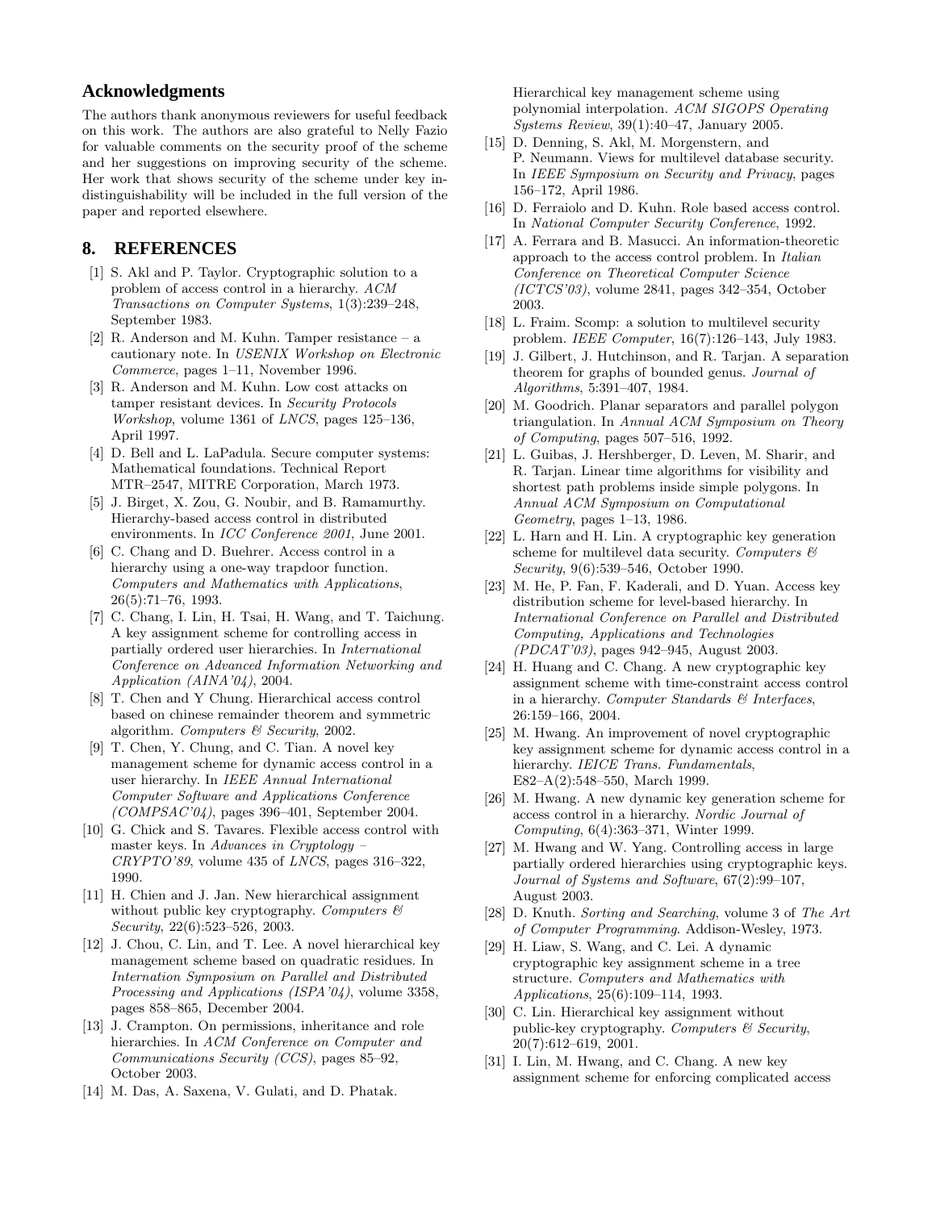## Acknowledgments

The authors thank anonymous reviewers for useful feedback on this work. The authors are also grateful to Nelly Fazio for valuable comments on the security proof of the scheme and her suggestions on improving security of the scheme. Her work that shows security of the scheme under key indistinguishability will be included in the full version of the paper and reported elsewhere.

## 8. REFERENCES

[1] S. Akl and P. Taylor. Cryptographic solution to a problem of access control in a hierarchy. *ACM Transactions on Computer Systems*, 1(3):239–248, September 1983.

[2] R. Anderson and M. Kuhn. Tamper resistance – a cautionary note. In *USENIX Workshop on Electronic Commerce*, pages 1–11, November 1996.

[3] R. Anderson and M. Kuhn. Low cost attacks on tamper resistant devices. In *Security Protocols Workshop*, volume 1361 of *LNCS*, pages 125–136, April 1997.

[4] D. Bell and L. LaPadula. Secure computer systems: Mathematical foundations. Technical Report MTR–2547, MITRE Corporation, March 1973.

[5] J. Birget, X. Zou, G. Noubir, and B. Ramamurthy. Hierarchy-based access control in distributed environments. In *ICC Conference 2001*, June 2001.

[6] C. Chang and D. Buehrer. Access control in a hierarchy using a one-way trapdoor function. *Computers and Mathematics with Applications*, 26(5):71–76, 1993.

[7] C. Chang, I. Lin, H. Tsai, H. Wang, and T. Taichung. A key assignment scheme for controlling access in partially ordered user hierarchies. In *International Conference on Advanced Information Networking and Application (AINA'04)*, 2004.

[8] T. Chen and Y Chung. Hierarchical access control based on chinese remainder theorem and symmetric algorithm. *Computers & Security*, 2002.

[9] T. Chen, Y. Chung, and C. Tian. A novel key management scheme for dynamic access control in a user hierarchy. In *IEEE Annual International Computer Software and Applications Conference (COMPSAC'04)*, pages 396–401, September 2004.

[10] G. Chick and S. Tavares. Flexible access control with master keys. In *Advances in Cryptology – CRYPTO'89*, volume 435 of *LNCS*, pages 316–322, 1990.

[11] H. Chien and J. Jan. New hierarchical assignment without public key cryptography. *Computers & Security*, 22(6):523–526, 2003.

[12] J. Chou, C. Lin, and T. Lee. A novel hierarchical key management scheme based on quadratic residues. In *Internation Symposium on Parallel and Distributed Processing and Applications (ISPA'04)*, volume 3358, pages 858–865, December 2004.

[13] J. Crampton. On permissions, inheritance and role hierarchies. In *ACM Conference on Computer and Communications Security (CCS)*, pages 85–92, October 2003.

[14] M. Das, A. Saxena, V. Gulati, and D. Phatak. Hierarchical key management scheme using polynomial interpolation. *ACM SIGOPS Operating Systems Review*, 39(1):40–47, January 2005.

[15] D. Denning, S. Akl, M. Morgenstern, and P. Neumann. Views for multilevel database security. In *IEEE Symposium on Security and Privacy*, pages 156–172, April 1986.

[16] D. Ferraiolo and D. Kuhn. Role based access control. In *National Computer Security Conference*, 1992.

[17] A. Ferrara and B. Masucci. An information-theoretic approach to the access control problem. In *Italian Conference on Theoretical Computer Science (ICTCS'03)*, volume 2841, pages 342–354, October 2003.

[18] L. Fraim. Scomp: a solution to multilevel security problem. *IEEE Computer*, 16(7):126–143, July 1983.

[19] J. Gilbert, J. Hutchinson, and R. Tarjan. A separation theorem for graphs of bounded genus. *Journal of Algorithms*, 5:391–407, 1984.

[20] M. Goodrich. Planar separators and parallel polygon triangulation. In *Annual ACM Symposium on Theory of Computing*, pages 507–516, 1992.

[21] L. Guibas, J. Hershberger, D. Leven, M. Sharir, and R. Tarjan. Linear time algorithms for visibility and shortest path problems inside simple polygons. In *Annual ACM Symposium on Computational Geometry*, pages 1–13, 1986.

[22] L. Harn and H. Lin. A cryptographic key generation scheme for multilevel data security. *Computers & Security*, 9(6):539–546, October 1990.

[23] M. He, P. Fan, F. Kaderali, and D. Yuan. Access key distribution scheme for level-based hierarchy. In *International Conference on Parallel and Distributed Computing, Applications and Technologies (PDCAT'03)*, pages 942–945, August 2003.

[24] H. Huang and C. Chang. A new cryptographic key assignment scheme with time-constraint access control in a hierarchy. *Computer Standards & Interfaces*, 26:159–166, 2004.

[25] M. Hwang. An improvement of novel cryptographic key assignment scheme for dynamic access control in a hierarchy. *IEICE Trans. Fundamentals*, E82–A(2):548–550, March 1999.

[26] M. Hwang. A new dynamic key generation scheme for access control in a hierarchy. *Nordic Journal of Computing*, 6(4):363–371, Winter 1999.

[27] M. Hwang and W. Yang. Controlling access in large partially ordered hierarchies using cryptographic keys. *Journal of Systems and Software*, 67(2):99–107, August 2003.

[28] D. Knuth. *Sorting and Searching*, volume 3 of *The Art of Computer Programming*. Addison-Wesley, 1973.

[29] H. Liaw, S. Wang, and C. Lei. A dynamic cryptographic key assignment scheme in a tree structure. *Computers and Mathematics with Applications*, 25(6):109–114, 1993.

[30] C. Lin. Hierarchical key assignment without public-key cryptography. *Computers & Security*, 20(7):612–619, 2001.

[31] I. Lin, M. Hwang, and C. Chang. A new key assignment scheme for enforcing complicated access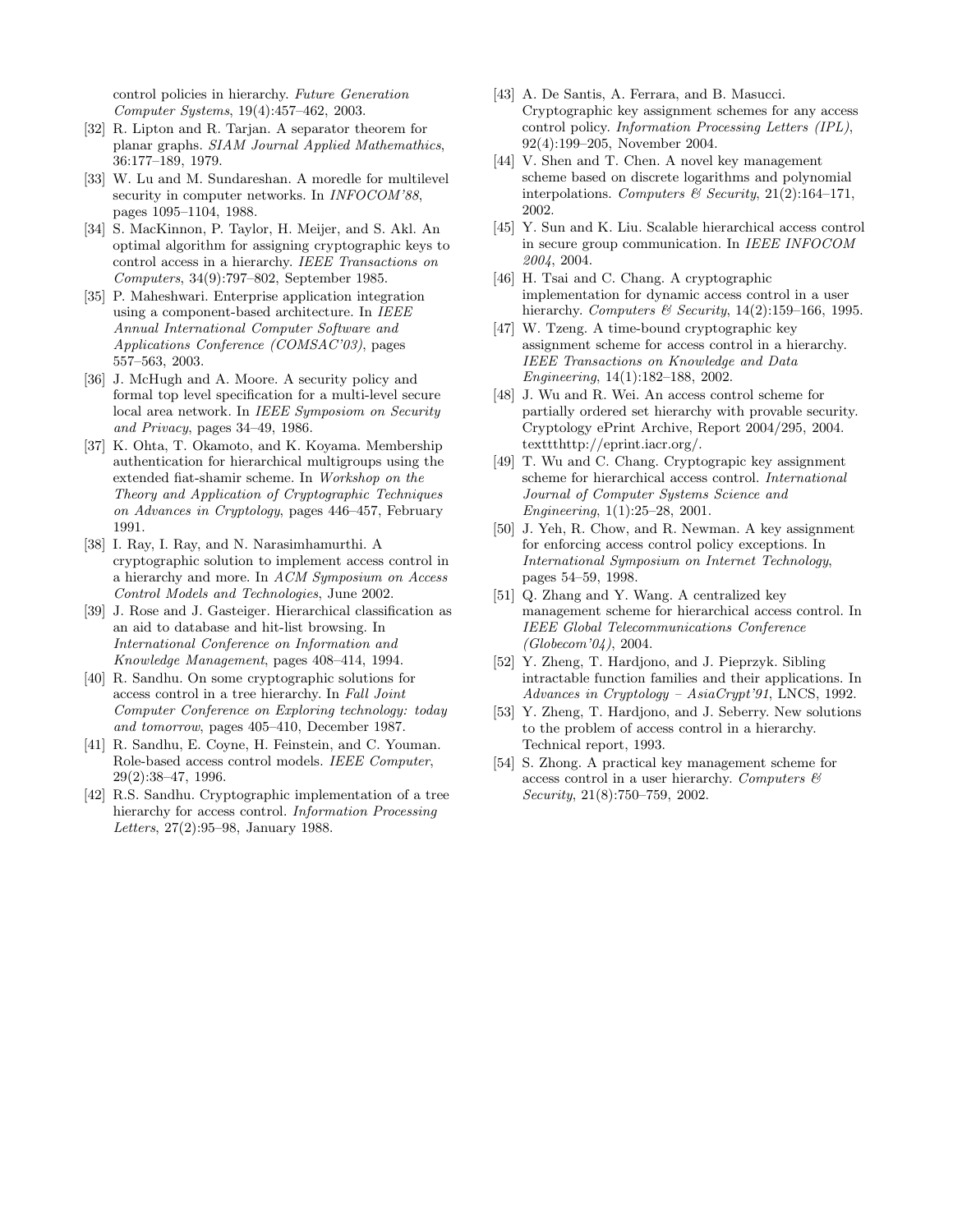control policies in hierarchy. *Future Generation Computer Systems*, 19(4):457–462, 2003.

[32] R. Lipton and R. Tarjan. A separator theorem for planar graphs. *SIAM Journal Applied Mathematics*, 36:177–189, 1979.

[33] W. Lu and M. Sundareshan. A moredle for multilevel security in computer networks. In *INFOCOM'88*, pages 1095–1104, 1988.

[34] S. MacKinnon, P. Taylor, H. Meijer, and S. Akl. An optimal algorithm for assigning cryptographic keys to control access in a hierarchy. *IEEE Transactions on Computers*, 34(9):797–802, September 1985.

[35] P. Maheshwari. Enterprise application integration using a component-based architecture. In *IEEE Annual International Computer Software and Applications Conference (COMSAC'03)*, pages 557–563, 2003.

[36] J. McHugh and A. Moore. A security policy and formal top level specification for a multi-level secure local area network. In *IEEE Symposiom on Security and Privacy*, pages 34–49, 1986.

[37] K. Ohta, T. Okamoto, and K. Koyama. Membership authentication for hierarchical multigroups using the extended fiat-shamir scheme. In *Workshop on the Theory and Application of Cryptographic Techniques on Advances in Cryptology*, pages 446–457, February 1991.

[38] I. Ray, I. Ray, and N. Narasimhamurthi. A cryptographic solution to implement access control in a hierarchy and more. In *ACM Symposium on Access Control Models and Technologies*, June 2002.

[39] J. Rose and J. Gasteiger. Hierarchical classification as an aid to database and hit-list browsing. In *International Conference on Information and Knowledge Management*, pages 408–414, 1994.

[40] R. Sandhu. On some cryptographic solutions for access control in a tree hierarchy. In *Fall Joint Computer Conference on Exploring technology: today and tomorrow*, pages 405–410, December 1987.

[41] R. Sandhu, E. Coyne, H. Feinstein, and C. Youman. Role-based access control models. *IEEE Computer*, 29(2):38–47, 1996.

[42] R.S. Sandhu. Cryptographic implementation of a tree hierarchy for access control. *Information Processing Letters*, 27(2):95–98, January 1988.

[43] A. De Santis, A. Ferrara, and B. Masucci. Cryptographic key assignment schemes for any access control policy. *Information Processing Letters (IPL)*, 92(4):199–205, November 2004.

[44] V. Shen and T. Chen. A novel key management scheme based on discrete logarithms and polynomial interpolations. *Computers & Security*, 21(2):164–171, 2002.

[45] Y. Sun and K. Liu. Scalable hierarchical access control in secure group communication. In *IEEE INFOCOM 2004*, 2004.

[46] H. Tsai and C. Chang. A cryptographic implementation for dynamic access control in a user hierarchy. *Computers & Security*, 14(2):159–166, 1995.

[47] W. Tzeng. A time-bound cryptographic key assignment scheme for access control in a hierarchy. *IEEE Transactions on Knowledge and Data Engineering*, 14(1):182–188, 2002.

[48] J. Wu and R. Wei. An access control scheme for partially ordered set hierarchy with provable security. Cryptology ePrint Archive, Report 2004/295, 2004. textttthttp://eprint.iacr.org/.

[49] T. Wu and C. Chang. Cryptograpic key assignment scheme for hierarchical access control. *International Journal of Computer Systems Science and Engineering*, 1(1):25–28, 2001.

[50] J. Yeh, R. Chow, and R. Newman. A key assignment for enforcing access control policy exceptions. In *International Symposium on Internet Technology*, pages 54–59, 1998.

[51] Q. Zhang and Y. Wang. A centralized key management scheme for hierarchical access control. In *IEEE Global Telecommunications Conference (Globecom'04)*, 2004.

[52] Y. Zheng, T. Hardjono, and J. Pieprzyk. Sibling intractable function families and their applications. In *Advances in Cryptology – AsiaCrypt'91*, LNCS, 1992.

[53] Y. Zheng, T. Hardjono, and J. Seberry. New solutions to the problem of access control in a hierarchy. Technical report, 1993.

[54] S. Zhong. A practical key management scheme for access control in a user hierarchy. *Computers & Security*, 21(8):750–759, 2002.